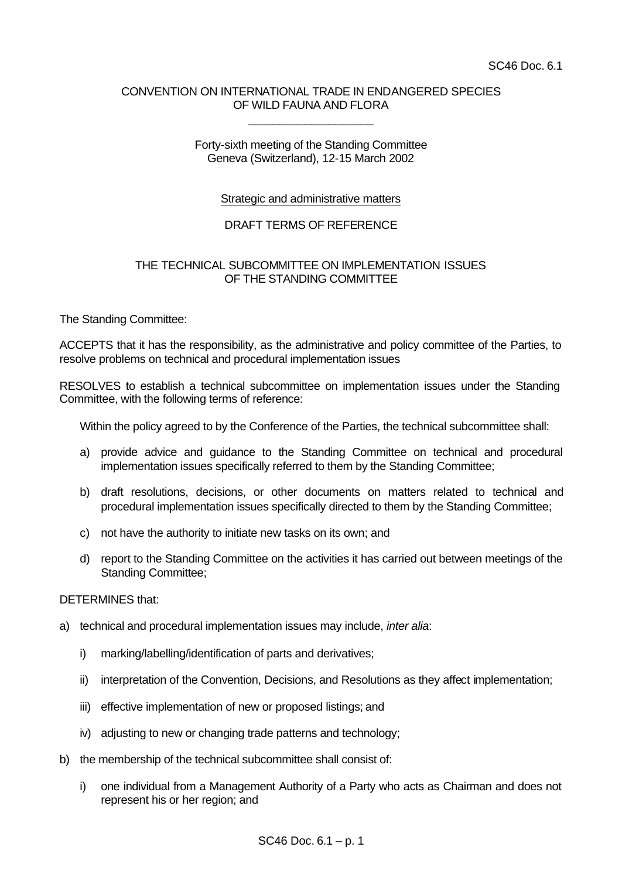SC46 Doc. 6.1

CONVENTION ON INTERNATIONAL TRADE IN ENDANGERED SPECIES OF WILD FAUNA AND FLORA

\_\_\_\_\_\_\_\_\_\_\_\_\_\_\_\_\_\_\_\_

Forty-sixth meeting of the Standing Committee
Geneva (Switzerland), 12-15 March 2002

Strategic and administrative matters

DRAFT TERMS OF REFERENCE

THE TECHNICAL SUBCOMMITTEE ON IMPLEMENTATION ISSUES OF THE STANDING COMMITTEE

The Standing Committee:

ACCEPTS that it has the responsibility, as the administrative and policy committee of the Parties, to resolve problems on technical and procedural implementation issues

RESOLVES to establish a technical subcommittee on implementation issues under the Standing Committee, with the following terms of reference:

Within the policy agreed to by the Conference of the Parties, the technical subcommittee shall:

a) provide advice and guidance to the Standing Committee on technical and procedural implementation issues specifically referred to them by the Standing Committee;

b) draft resolutions, decisions, or other documents on matters related to technical and procedural implementation issues specifically directed to them by the Standing Committee;

c) not have the authority to initiate new tasks on its own; and

d) report to the Standing Committee on the activities it has carried out between meetings of the Standing Committee;

DETERMINES that:

a) technical and procedural implementation issues may include, *inter alia*:

   i) marking/labelling/identification of parts and derivatives;

   ii) interpretation of the Convention, Decisions, and Resolutions as they affect implementation;

   iii) effective implementation of new or proposed listings; and

   iv) adjusting to new or changing trade patterns and technology;

b) the membership of the technical subcommittee shall consist of:

   i) one individual from a Management Authority of a Party who acts as Chairman and does not represent his or her region; and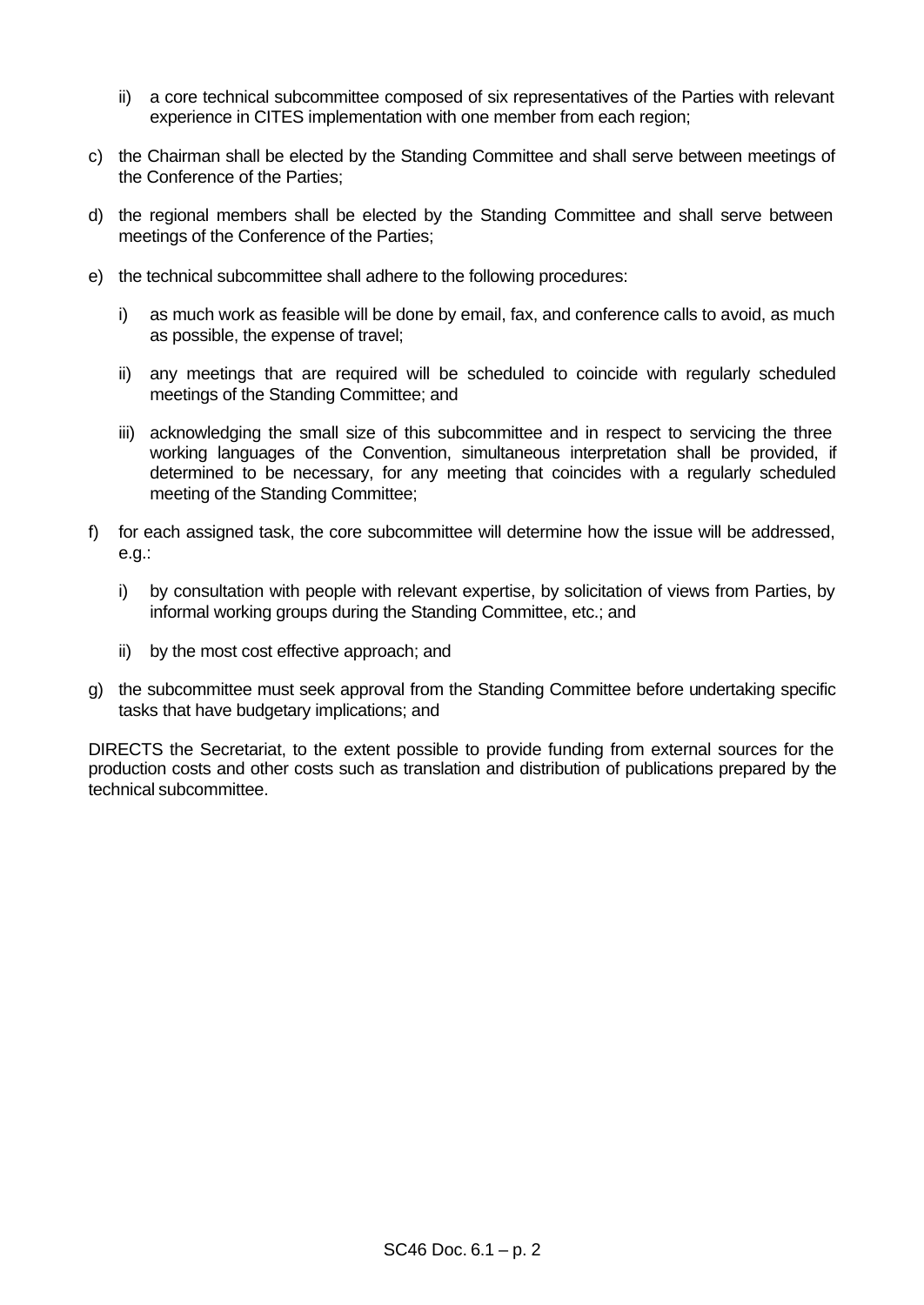ii) a core technical subcommittee composed of six representatives of the Parties with relevant experience in CITES implementation with one member from each region;

c) the Chairman shall be elected by the Standing Committee and shall serve between meetings of the Conference of the Parties;

d) the regional members shall be elected by the Standing Committee and shall serve between meetings of the Conference of the Parties;

e) the technical subcommittee shall adhere to the following procedures:

   i) as much work as feasible will be done by email, fax, and conference calls to avoid, as much as possible, the expense of travel;

   ii) any meetings that are required will be scheduled to coincide with regularly scheduled meetings of the Standing Committee; and

   iii) acknowledging the small size of this subcommittee and in respect to servicing the three working languages of the Convention, simultaneous interpretation shall be provided, if determined to be necessary, for any meeting that coincides with a regularly scheduled meeting of the Standing Committee;

f) for each assigned task, the core subcommittee will determine how the issue will be addressed, e.g.:

   i) by consultation with people with relevant expertise, by solicitation of views from Parties, by informal working groups during the Standing Committee, etc.; and

   ii) by the most cost effective approach; and

g) the subcommittee must seek approval from the Standing Committee before undertaking specific tasks that have budgetary implications; and

DIRECTS the Secretariat, to the extent possible to provide funding from external sources for the production costs and other costs such as translation and distribution of publications prepared by the technical subcommittee.